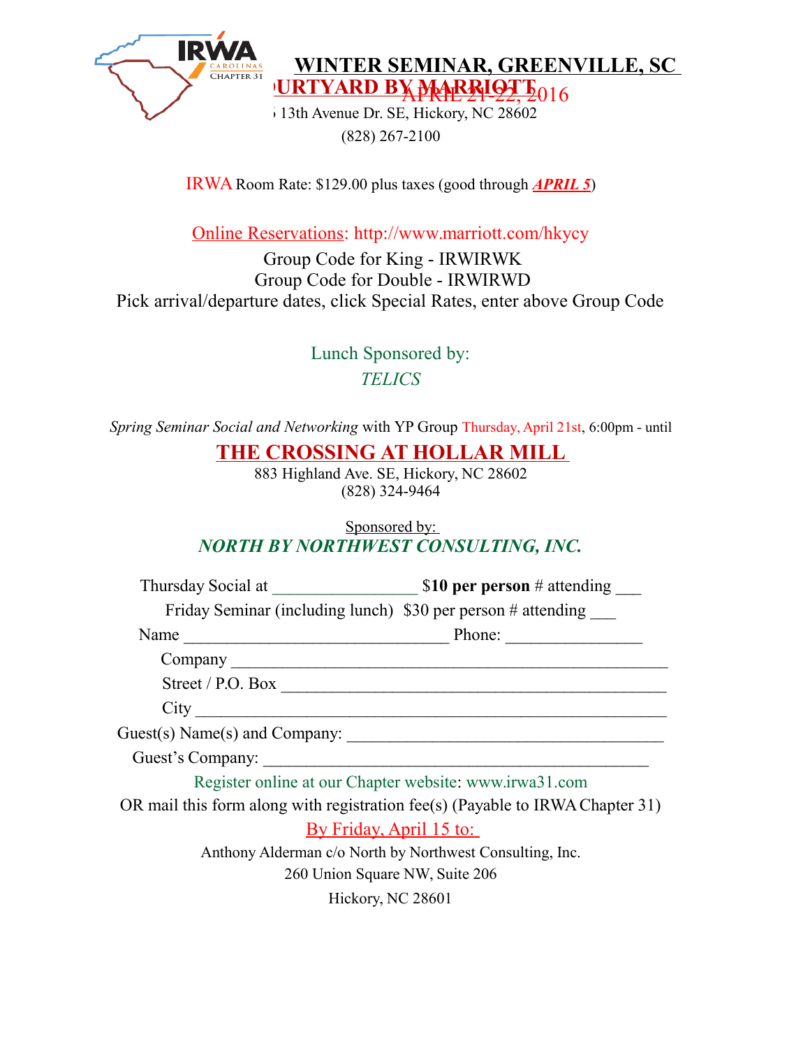# WINTER SEMINAR, GREENVILLE, SC

**COURTYARD BY MARRIOTT** APRIL 21-22, 2016

5 13th Avenue Dr. SE, Hickory, NC 28602

(828) 267-2100

IRWA Room Rate: $129.00 plus taxes (good through ***APRIL 5***)

Online Reservations: http://www.marriott.com/hkycy

Group Code for King - IRWIRWK

Group Code for Double - IRWIRWD

Pick arrival/departure dates, click Special Rates, enter above Group Code

Lunch Sponsored by:

*TELICS*

*Spring Seminar Social and Networking* with YP Group Thursday, April 21st, 6:00pm - until

## THE CROSSING AT HOLLAR MILL

883 Highland Ave. SE, Hickory, NC 28602
(828) 324-9464

Sponsored by:

***NORTH BY NORTHWEST CONSULTING, INC.***

Thursday Social at ________________ $**10 per person** # attending ___

Friday Seminar (including lunch) $30 per person # attending ___

Name ______________________________ Phone: _______________

Company __________________________________________________

Street / P.O. Box ____________________________________________

City _____________________________________________________

Guest(s) Name(s) and Company: _____________________________

Guest's Company: ____________________________________________

Register online at our Chapter website: www.irwa31.com

OR mail this form along with registration fee(s) (Payable to IRWA Chapter 31)

By Friday, April 15 to:

Anthony Alderman c/o North by Northwest Consulting, Inc.

260 Union Square NW, Suite 206

Hickory, NC 28601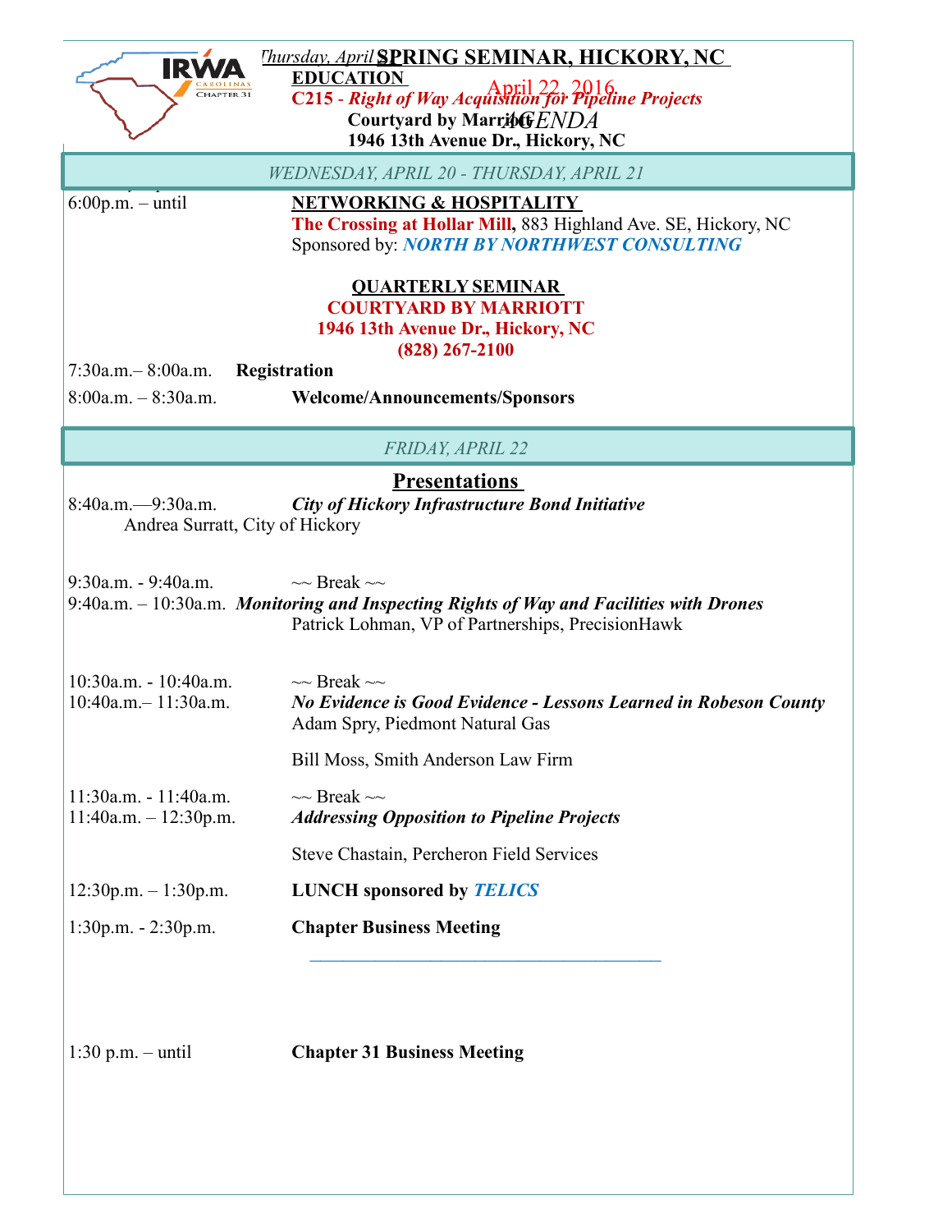*Thursday, April* **SPRING SEMINAR, HICKORY, NC**

April 22, 2016

*AGENDA*

**EDUCATION**

**C215 - *Right of Way Acquisition for Pipeline Projects***

**Courtyard by Marriott**

**1946 13th Avenue Dr., Hickory, NC**

*WEDNESDAY, APRIL 20 - THURSDAY, APRIL 21*

6:00p.m. – until **NETWORKING & HOSPITALITY**

**The Crossing at Hollar Mill**, 883 Highland Ave. SE, Hickory, NC

Sponsored by: ***NORTH BY NORTHWEST CONSULTING***

**QUARTERLY SEMINAR**

**COURTYARD BY MARRIOTT**

**1946 13th Avenue Dr., Hickory, NC**

**(828) 267-2100**

7:30a.m.– 8:00a.m. **Registration**

8:00a.m. – 8:30a.m. **Welcome/Announcements/Sponsors**

*FRIDAY, APRIL 22*

## Presentations

8:40a.m.—9:30a.m. ***City of Hickory Infrastructure Bond Initiative***
Andrea Surratt, City of Hickory

9:30a.m. - 9:40a.m. ~~ Break ~~

9:40a.m. – 10:30a.m. ***Monitoring and Inspecting Rights of Way and Facilities with Drones***
Patrick Lohman, VP of Partnerships, PrecisionHawk

10:30a.m. - 10:40a.m. ~~ Break ~~

10:40a.m.– 11:30a.m. ***No Evidence is Good Evidence - Lessons Learned in Robeson County***
Adam Spry, Piedmont Natural Gas

Bill Moss, Smith Anderson Law Firm

11:30a.m. - 11:40a.m. ~~ Break ~~

11:40a.m. – 12:30p.m. ***Addressing Opposition to Pipeline Projects***

Steve Chastain, Percheron Field Services

12:30p.m. – 1:30p.m. **LUNCH sponsored by *TELICS***

1:30p.m. - 2:30p.m. **Chapter Business Meeting**

1:30 p.m. – until **Chapter 31 Business Meeting**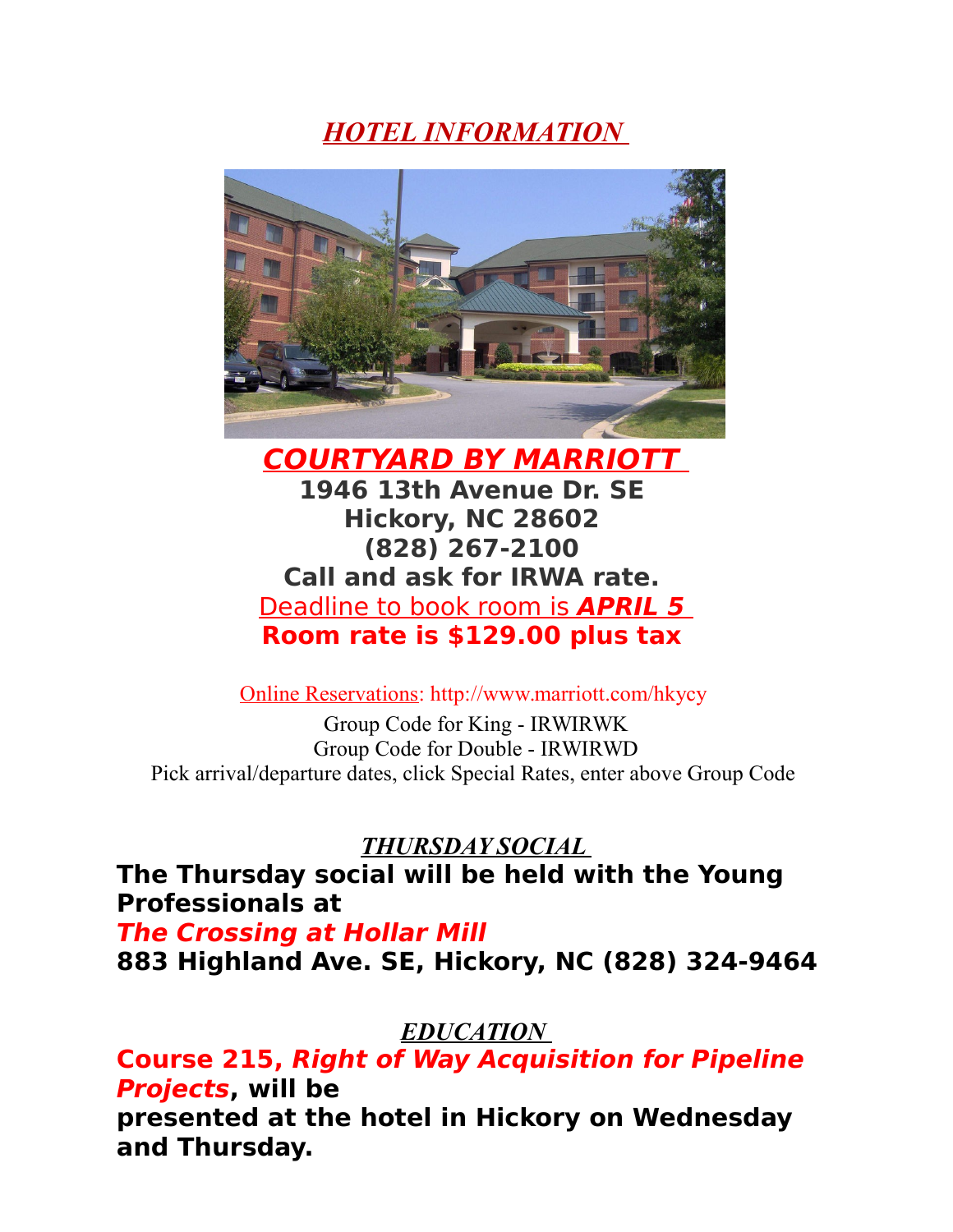## ***HOTEL INFORMATION***

## ***COURTYARD BY MARRIOTT***

**1946 13th Avenue Dr. SE**
**Hickory, NC 28602**
**(828) 267-2100**
**Call and ask for IRWA rate.**

Deadline to book room is ***APRIL 5***

**Room rate is $129.00 plus tax**

Online Reservations: http://www.marriott.com/hkycy

Group Code for King - IRWIRWK
Group Code for Double - IRWIRWD
Pick arrival/departure dates, click Special Rates, enter above Group Code

## ***THURSDAY SOCIAL***

**The Thursday social will be held with the Young Professionals at**
***The Crossing at Hollar Mill***
**883 Highland Ave. SE, Hickory, NC (828) 324-9464**

## ***EDUCATION***

**Course 215, *Right of Way Acquisition for Pipeline Projects*, will be presented at the hotel in Hickory on Wednesday and Thursday.**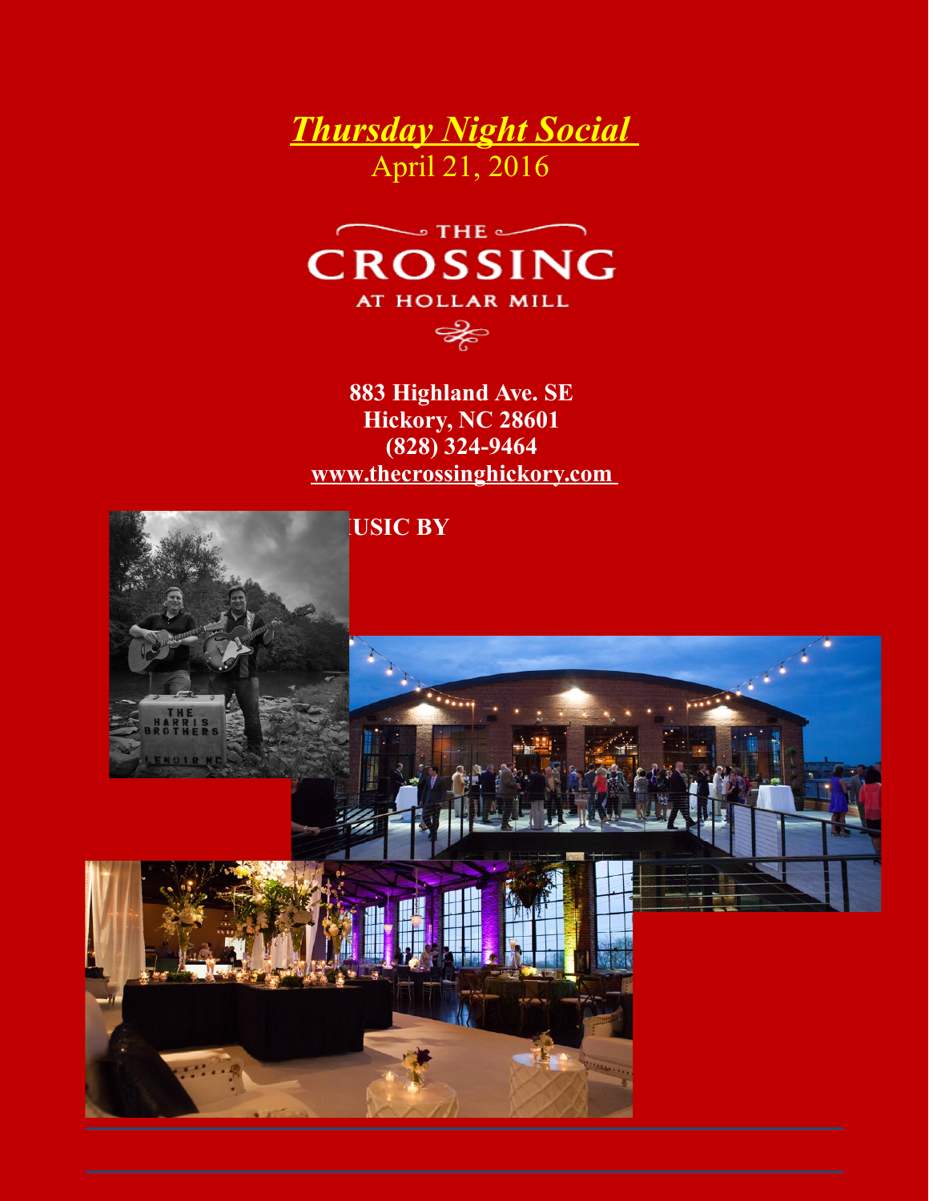***Thursday Night Social***

April 21, 2016

THE CROSSING AT HOLLAR MILL

**883 Highland Ave. SE**
**Hickory, NC 28601**
**(828) 324-9464**
**www.thecrossinghickory.com**

**USIC BY**